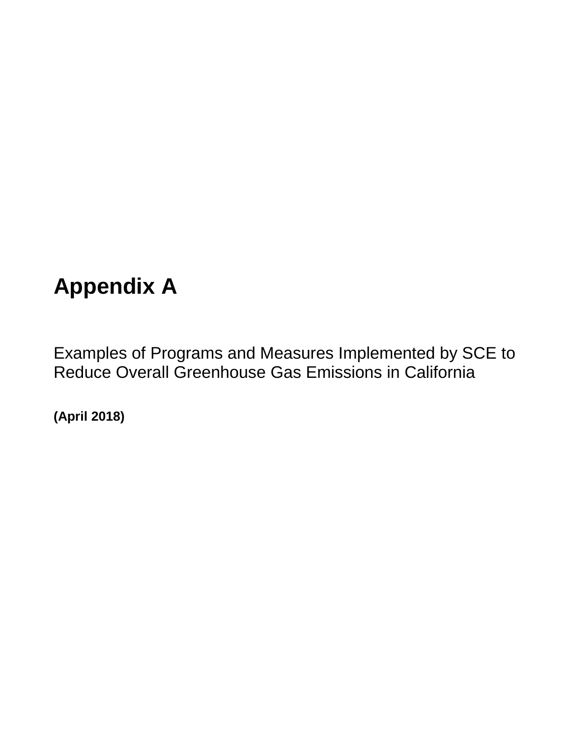# Appendix A

Examples of Programs and Measures Implemented by SCE to Reduce Overall Greenhouse Gas Emissions in California

**(April 2018)**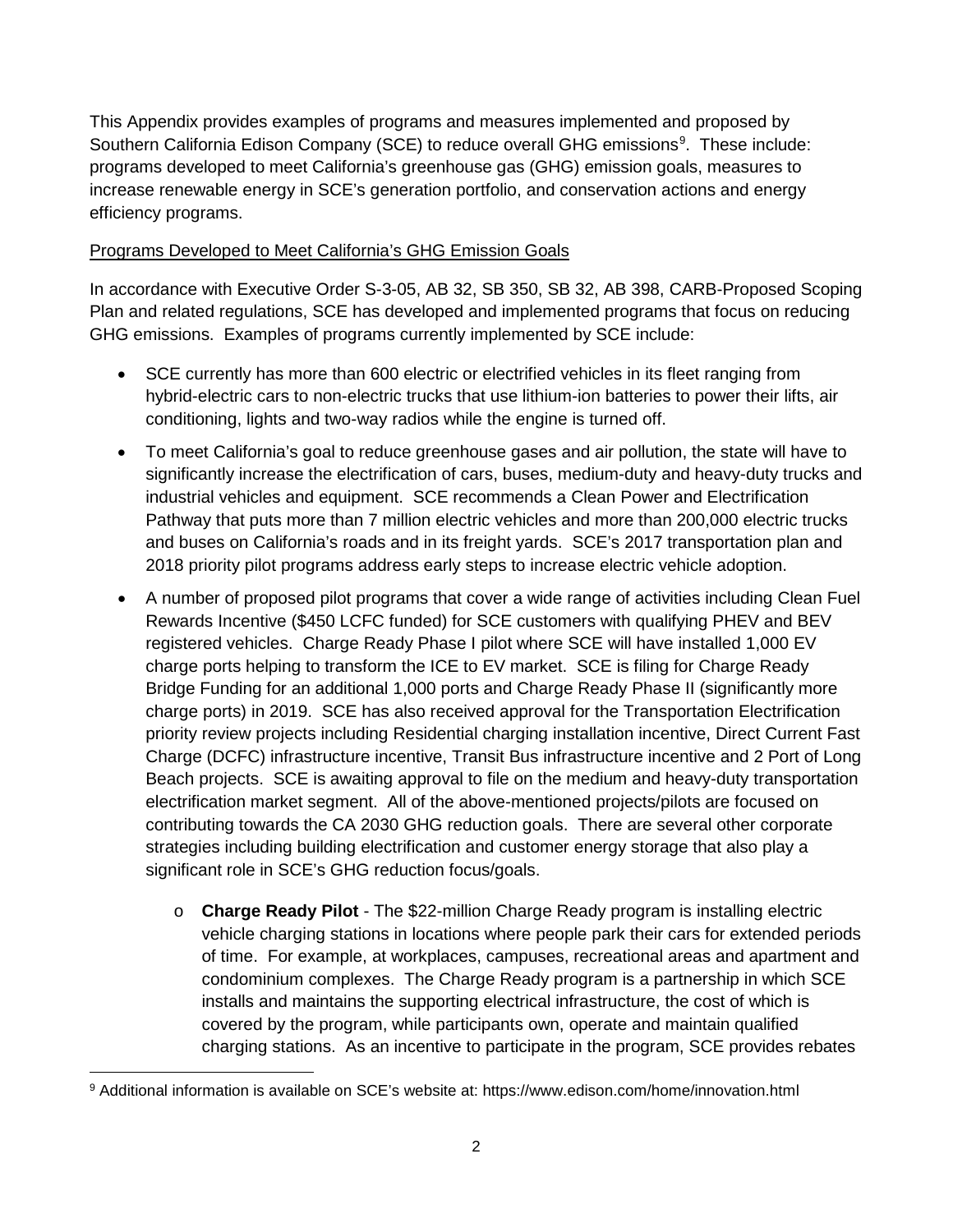This Appendix provides examples of programs and measures implemented and proposed by Southern California Edison Company (SCE) to reduce overall GHG emissions[9]. These include: programs developed to meet California's greenhouse gas (GHG) emission goals, measures to increase renewable energy in SCE's generation portfolio, and conservation actions and energy efficiency programs.

Programs Developed to Meet California's GHG Emission Goals

In accordance with Executive Order S-3-05, AB 32, SB 350, SB 32, AB 398, CARB-Proposed Scoping Plan and related regulations, SCE has developed and implemented programs that focus on reducing GHG emissions. Examples of programs currently implemented by SCE include:

- SCE currently has more than 600 electric or electrified vehicles in its fleet ranging from hybrid-electric cars to non-electric trucks that use lithium-ion batteries to power their lifts, air conditioning, lights and two-way radios while the engine is turned off.
- To meet California's goal to reduce greenhouse gases and air pollution, the state will have to significantly increase the electrification of cars, buses, medium-duty and heavy-duty trucks and industrial vehicles and equipment. SCE recommends a Clean Power and Electrification Pathway that puts more than 7 million electric vehicles and more than 200,000 electric trucks and buses on California's roads and in its freight yards. SCE's 2017 transportation plan and 2018 priority pilot programs address early steps to increase electric vehicle adoption.
- A number of proposed pilot programs that cover a wide range of activities including Clean Fuel Rewards Incentive ($450 LCFC funded) for SCE customers with qualifying PHEV and BEV registered vehicles. Charge Ready Phase I pilot where SCE will have installed 1,000 EV charge ports helping to transform the ICE to EV market. SCE is filing for Charge Ready Bridge Funding for an additional 1,000 ports and Charge Ready Phase II (significantly more charge ports) in 2019. SCE has also received approval for the Transportation Electrification priority review projects including Residential charging installation incentive, Direct Current Fast Charge (DCFC) infrastructure incentive, Transit Bus infrastructure incentive and 2 Port of Long Beach projects. SCE is awaiting approval to file on the medium and heavy-duty transportation electrification market segment. All of the above-mentioned projects/pilots are focused on contributing towards the CA 2030 GHG reduction goals. There are several other corporate strategies including building electrification and customer energy storage that also play a significant role in SCE's GHG reduction focus/goals.
  - **Charge Ready Pilot** - The $22-million Charge Ready program is installing electric vehicle charging stations in locations where people park their cars for extended periods of time. For example, at workplaces, campuses, recreational areas and apartment and condominium complexes. The Charge Ready program is a partnership in which SCE installs and maintains the supporting electrical infrastructure, the cost of which is covered by the program, while participants own, operate and maintain qualified charging stations. As an incentive to participate in the program, SCE provides rebates

[9] Additional information is available on SCE's website at: https://www.edison.com/home/innovation.html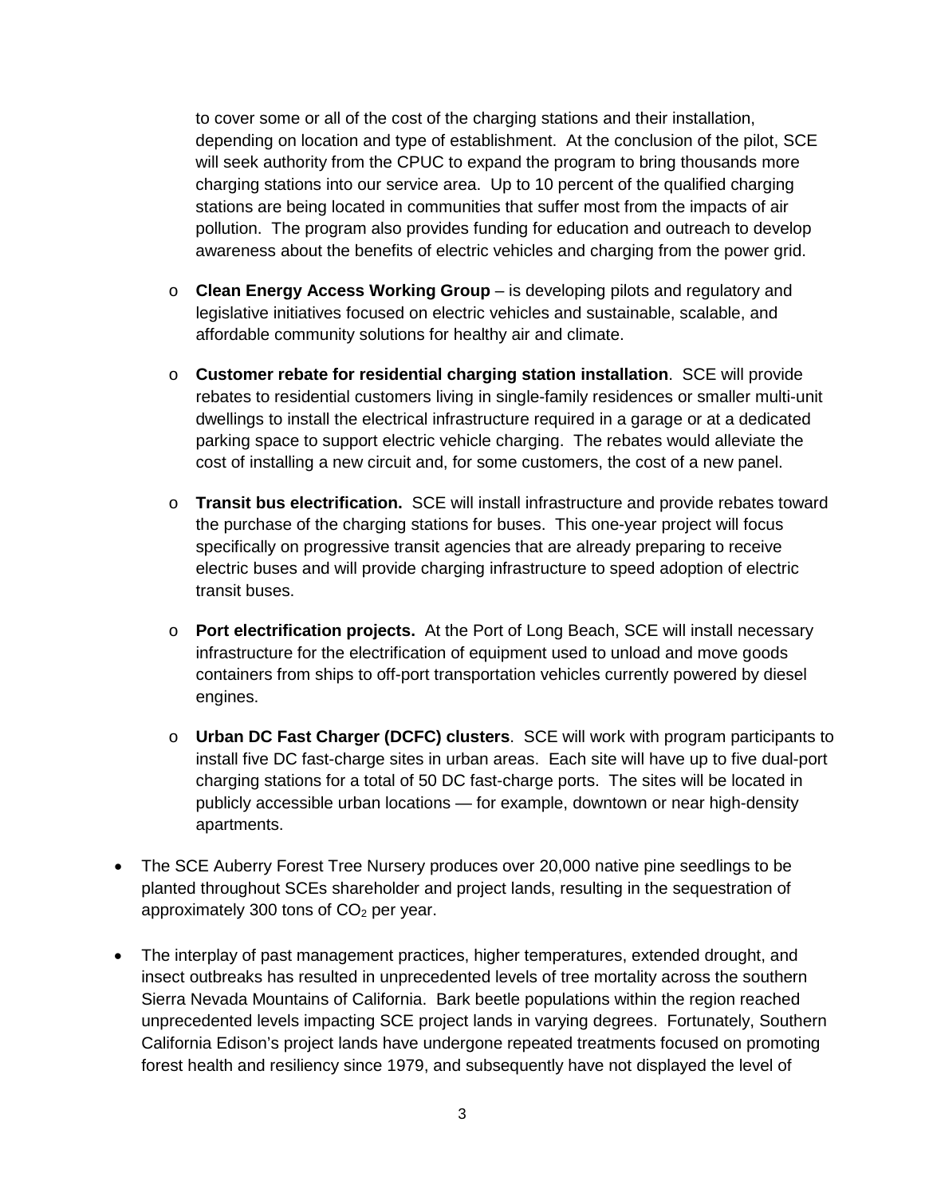to cover some or all of the cost of the charging stations and their installation, depending on location and type of establishment. At the conclusion of the pilot, SCE will seek authority from the CPUC to expand the program to bring thousands more charging stations into our service area. Up to 10 percent of the qualified charging stations are being located in communities that suffer most from the impacts of air pollution. The program also provides funding for education and outreach to develop awareness about the benefits of electric vehicles and charging from the power grid.

  - **Clean Energy Access Working Group** – is developing pilots and regulatory and legislative initiatives focused on electric vehicles and sustainable, scalable, and affordable community solutions for healthy air and climate.
  - **Customer rebate for residential charging station installation**. SCE will provide rebates to residential customers living in single-family residences or smaller multi-unit dwellings to install the electrical infrastructure required in a garage or at a dedicated parking space to support electric vehicle charging. The rebates would alleviate the cost of installing a new circuit and, for some customers, the cost of a new panel.
  - **Transit bus electrification.** SCE will install infrastructure and provide rebates toward the purchase of the charging stations for buses. This one-year project will focus specifically on progressive transit agencies that are already preparing to receive electric buses and will provide charging infrastructure to speed adoption of electric transit buses.
  - **Port electrification projects.** At the Port of Long Beach, SCE will install necessary infrastructure for the electrification of equipment used to unload and move goods containers from ships to off-port transportation vehicles currently powered by diesel engines.
  - **Urban DC Fast Charger (DCFC) clusters**. SCE will work with program participants to install five DC fast-charge sites in urban areas. Each site will have up to five dual-port charging stations for a total of 50 DC fast-charge ports. The sites will be located in publicly accessible urban locations — for example, downtown or near high-density apartments.

- The SCE Auberry Forest Tree Nursery produces over 20,000 native pine seedlings to be planted throughout SCEs shareholder and project lands, resulting in the sequestration of approximately 300 tons of $CO_2$ per year.

- The interplay of past management practices, higher temperatures, extended drought, and insect outbreaks has resulted in unprecedented levels of tree mortality across the southern Sierra Nevada Mountains of California. Bark beetle populations within the region reached unprecedented levels impacting SCE project lands in varying degrees. Fortunately, Southern California Edison's project lands have undergone repeated treatments focused on promoting forest health and resiliency since 1979, and subsequently have not displayed the level of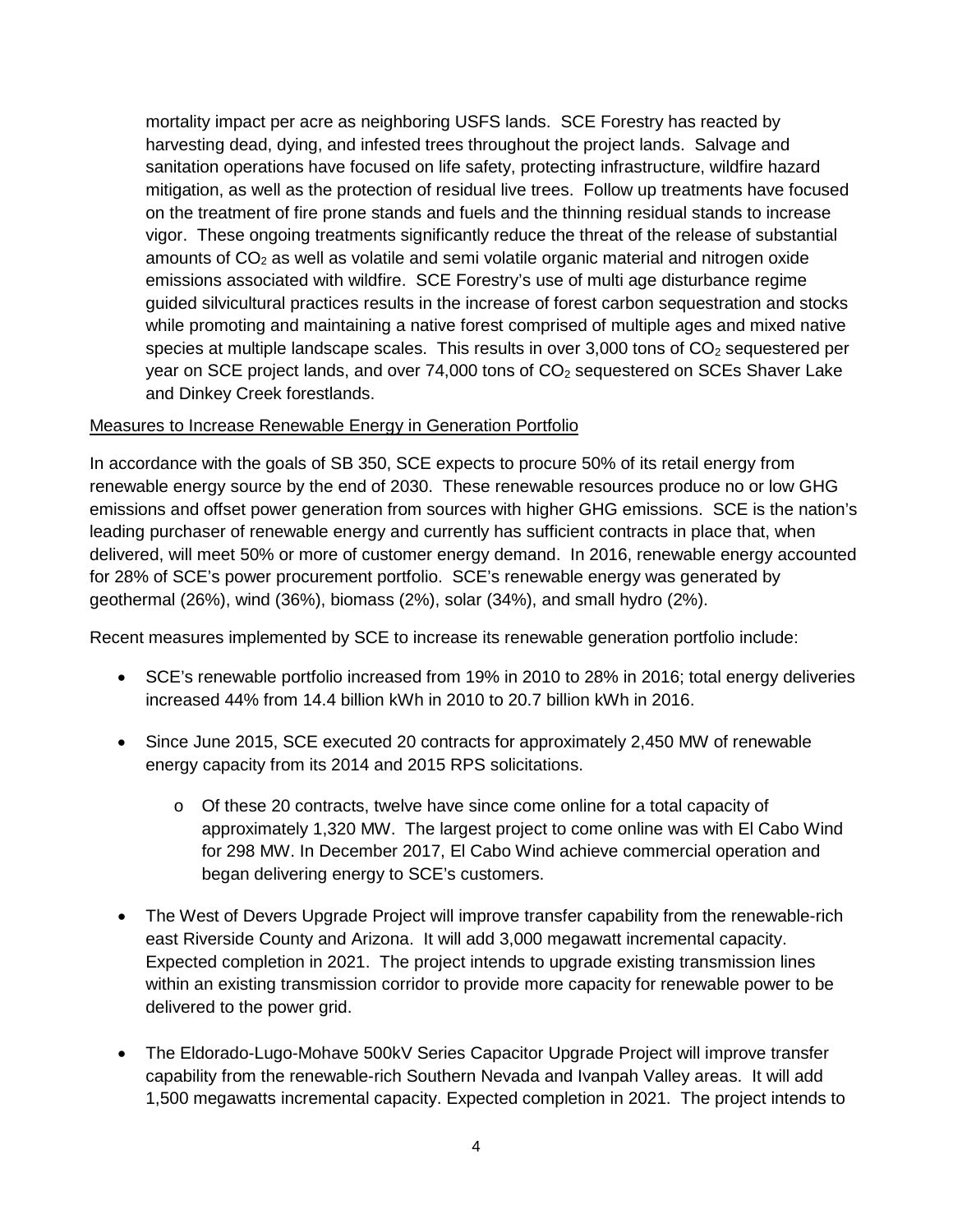mortality impact per acre as neighboring USFS lands. SCE Forestry has reacted by harvesting dead, dying, and infested trees throughout the project lands. Salvage and sanitation operations have focused on life safety, protecting infrastructure, wildfire hazard mitigation, as well as the protection of residual live trees. Follow up treatments have focused on the treatment of fire prone stands and fuels and the thinning residual stands to increase vigor. These ongoing treatments significantly reduce the threat of the release of substantial amounts of $CO_2$ as well as volatile and semi volatile organic material and nitrogen oxide emissions associated with wildfire. SCE Forestry's use of multi age disturbance regime guided silvicultural practices results in the increase of forest carbon sequestration and stocks while promoting and maintaining a native forest comprised of multiple ages and mixed native species at multiple landscape scales. This results in over 3,000 tons of $CO_2$ sequestered per year on SCE project lands, and over 74,000 tons of $CO_2$ sequestered on SCEs Shaver Lake and Dinkey Creek forestlands.

<u>Measures to Increase Renewable Energy in Generation Portfolio</u>

In accordance with the goals of SB 350, SCE expects to procure 50% of its retail energy from renewable energy source by the end of 2030. These renewable resources produce no or low GHG emissions and offset power generation from sources with higher GHG emissions. SCE is the nation's leading purchaser of renewable energy and currently has sufficient contracts in place that, when delivered, will meet 50% or more of customer energy demand. In 2016, renewable energy accounted for 28% of SCE's power procurement portfolio. SCE's renewable energy was generated by geothermal (26%), wind (36%), biomass (2%), solar (34%), and small hydro (2%).

Recent measures implemented by SCE to increase its renewable generation portfolio include:

- SCE's renewable portfolio increased from 19% in 2010 to 28% in 2016; total energy deliveries increased 44% from 14.4 billion kWh in 2010 to 20.7 billion kWh in 2016.
- Since June 2015, SCE executed 20 contracts for approximately 2,450 MW of renewable energy capacity from its 2014 and 2015 RPS solicitations.
    - Of these 20 contracts, twelve have since come online for a total capacity of approximately 1,320 MW. The largest project to come online was with El Cabo Wind for 298 MW. In December 2017, El Cabo Wind achieve commercial operation and began delivering energy to SCE's customers.
- The West of Devers Upgrade Project will improve transfer capability from the renewable-rich east Riverside County and Arizona. It will add 3,000 megawatt incremental capacity. Expected completion in 2021. The project intends to upgrade existing transmission lines within an existing transmission corridor to provide more capacity for renewable power to be delivered to the power grid.
- The Eldorado-Lugo-Mohave 500kV Series Capacitor Upgrade Project will improve transfer capability from the renewable-rich Southern Nevada and Ivanpah Valley areas. It will add 1,500 megawatts incremental capacity. Expected completion in 2021. The project intends to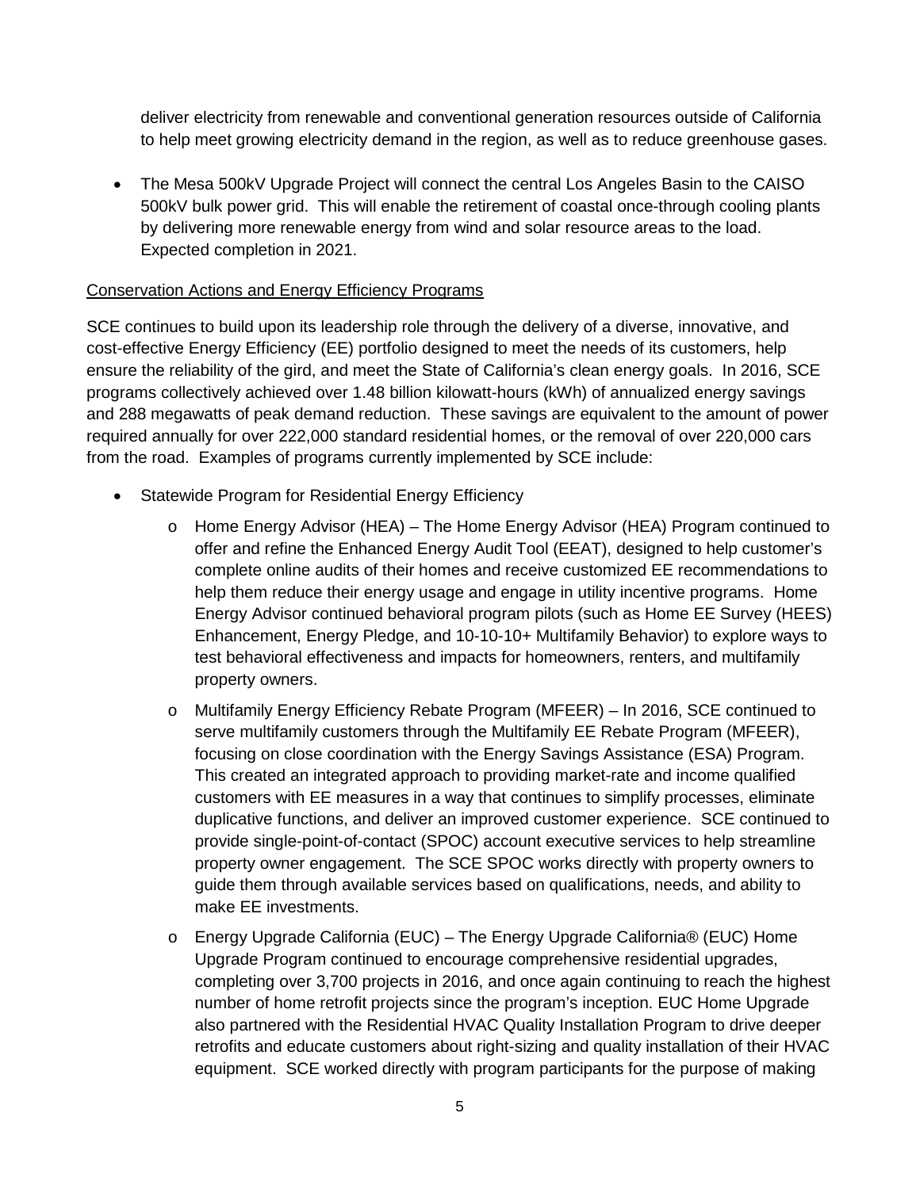deliver electricity from renewable and conventional generation resources outside of California to help meet growing electricity demand in the region, as well as to reduce greenhouse gases.

- The Mesa 500kV Upgrade Project will connect the central Los Angeles Basin to the CAISO 500kV bulk power grid. This will enable the retirement of coastal once-through cooling plants by delivering more renewable energy from wind and solar resource areas to the load. Expected completion in 2021.

<u>Conservation Actions and Energy Efficiency Programs</u>

SCE continues to build upon its leadership role through the delivery of a diverse, innovative, and cost-effective Energy Efficiency (EE) portfolio designed to meet the needs of its customers, help ensure the reliability of the gird, and meet the State of California's clean energy goals. In 2016, SCE programs collectively achieved over 1.48 billion kilowatt-hours (kWh) of annualized energy savings and 288 megawatts of peak demand reduction. These savings are equivalent to the amount of power required annually for over 222,000 standard residential homes, or the removal of over 220,000 cars from the road. Examples of programs currently implemented by SCE include:

- Statewide Program for Residential Energy Efficiency
  - Home Energy Advisor (HEA) – The Home Energy Advisor (HEA) Program continued to offer and refine the Enhanced Energy Audit Tool (EEAT), designed to help customer's complete online audits of their homes and receive customized EE recommendations to help them reduce their energy usage and engage in utility incentive programs. Home Energy Advisor continued behavioral program pilots (such as Home EE Survey (HEES) Enhancement, Energy Pledge, and 10-10-10+ Multifamily Behavior) to explore ways to test behavioral effectiveness and impacts for homeowners, renters, and multifamily property owners.
  - Multifamily Energy Efficiency Rebate Program (MFEER) – In 2016, SCE continued to serve multifamily customers through the Multifamily EE Rebate Program (MFEER), focusing on close coordination with the Energy Savings Assistance (ESA) Program. This created an integrated approach to providing market-rate and income qualified customers with EE measures in a way that continues to simplify processes, eliminate duplicative functions, and deliver an improved customer experience. SCE continued to provide single-point-of-contact (SPOC) account executive services to help streamline property owner engagement. The SCE SPOC works directly with property owners to guide them through available services based on qualifications, needs, and ability to make EE investments.
  - Energy Upgrade California (EUC) – The Energy Upgrade California® (EUC) Home Upgrade Program continued to encourage comprehensive residential upgrades, completing over 3,700 projects in 2016, and once again continuing to reach the highest number of home retrofit projects since the program's inception. EUC Home Upgrade also partnered with the Residential HVAC Quality Installation Program to drive deeper retrofits and educate customers about right-sizing and quality installation of their HVAC equipment. SCE worked directly with program participants for the purpose of making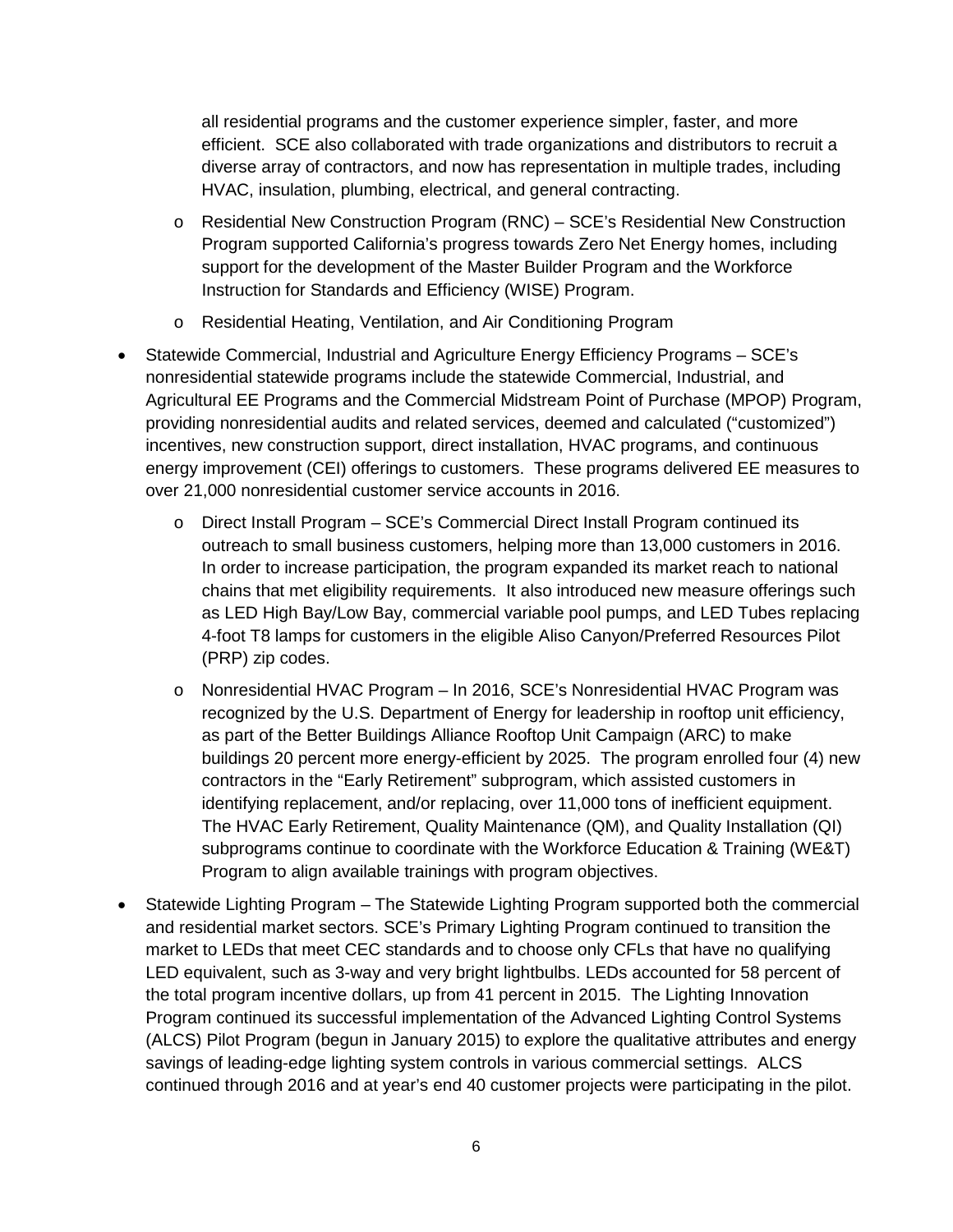all residential programs and the customer experience simpler, faster, and more efficient. SCE also collaborated with trade organizations and distributors to recruit a diverse array of contractors, and now has representation in multiple trades, including HVAC, insulation, plumbing, electrical, and general contracting.

  - Residential New Construction Program (RNC) – SCE's Residential New Construction Program supported California's progress towards Zero Net Energy homes, including support for the development of the Master Builder Program and the Workforce Instruction for Standards and Efficiency (WISE) Program.
  - Residential Heating, Ventilation, and Air Conditioning Program

- Statewide Commercial, Industrial and Agriculture Energy Efficiency Programs – SCE's nonresidential statewide programs include the statewide Commercial, Industrial, and Agricultural EE Programs and the Commercial Midstream Point of Purchase (MPOP) Program, providing nonresidential audits and related services, deemed and calculated ("customized") incentives, new construction support, direct installation, HVAC programs, and continuous energy improvement (CEI) offerings to customers. These programs delivered EE measures to over 21,000 nonresidential customer service accounts in 2016.
  - Direct Install Program – SCE's Commercial Direct Install Program continued its outreach to small business customers, helping more than 13,000 customers in 2016. In order to increase participation, the program expanded its market reach to national chains that met eligibility requirements. It also introduced new measure offerings such as LED High Bay/Low Bay, commercial variable pool pumps, and LED Tubes replacing 4-foot T8 lamps for customers in the eligible Aliso Canyon/Preferred Resources Pilot (PRP) zip codes.
  - Nonresidential HVAC Program – In 2016, SCE's Nonresidential HVAC Program was recognized by the U.S. Department of Energy for leadership in rooftop unit efficiency, as part of the Better Buildings Alliance Rooftop Unit Campaign (ARC) to make buildings 20 percent more energy-efficient by 2025. The program enrolled four (4) new contractors in the "Early Retirement" subprogram, which assisted customers in identifying replacement, and/or replacing, over 11,000 tons of inefficient equipment. The HVAC Early Retirement, Quality Maintenance (QM), and Quality Installation (QI) subprograms continue to coordinate with the Workforce Education & Training (WE&T) Program to align available trainings with program objectives.

- Statewide Lighting Program – The Statewide Lighting Program supported both the commercial and residential market sectors. SCE's Primary Lighting Program continued to transition the market to LEDs that meet CEC standards and to choose only CFLs that have no qualifying LED equivalent, such as 3-way and very bright lightbulbs. LEDs accounted for 58 percent of the total program incentive dollars, up from 41 percent in 2015. The Lighting Innovation Program continued its successful implementation of the Advanced Lighting Control Systems (ALCS) Pilot Program (begun in January 2015) to explore the qualitative attributes and energy savings of leading-edge lighting system controls in various commercial settings. ALCS continued through 2016 and at year's end 40 customer projects were participating in the pilot.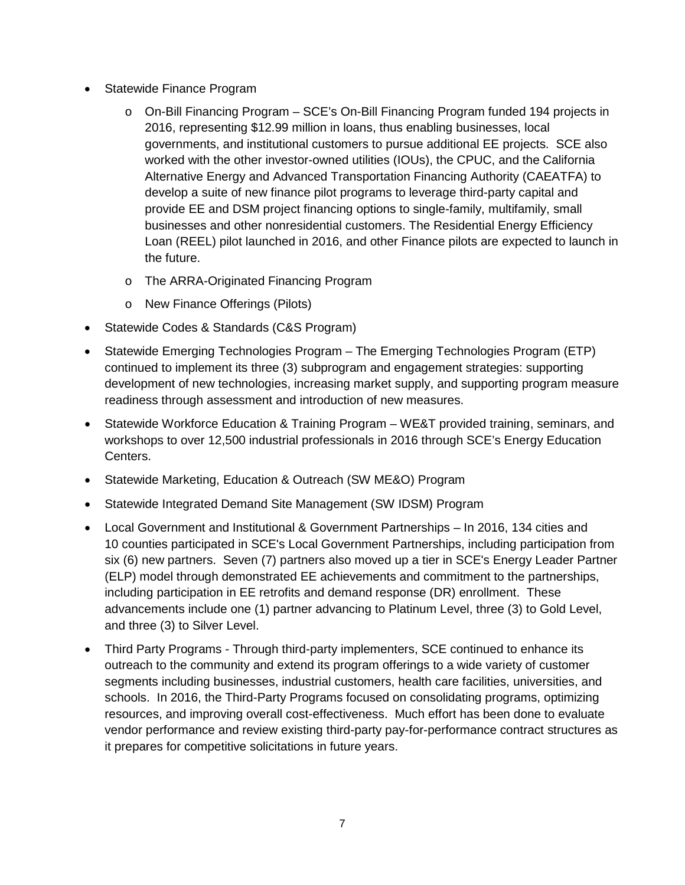- Statewide Finance Program
    - On-Bill Financing Program – SCE's On-Bill Financing Program funded 194 projects in 2016, representing $12.99 million in loans, thus enabling businesses, local governments, and institutional customers to pursue additional EE projects. SCE also worked with the other investor-owned utilities (IOUs), the CPUC, and the California Alternative Energy and Advanced Transportation Financing Authority (CAEATFA) to develop a suite of new finance pilot programs to leverage third-party capital and provide EE and DSM project financing options to single-family, multifamily, small businesses and other nonresidential customers. The Residential Energy Efficiency Loan (REEL) pilot launched in 2016, and other Finance pilots are expected to launch in the future.
    - The ARRA-Originated Financing Program
    - New Finance Offerings (Pilots)
- Statewide Codes & Standards (C&S Program)
- Statewide Emerging Technologies Program – The Emerging Technologies Program (ETP) continued to implement its three (3) subprogram and engagement strategies: supporting development of new technologies, increasing market supply, and supporting program measure readiness through assessment and introduction of new measures.
- Statewide Workforce Education & Training Program – WE&T provided training, seminars, and workshops to over 12,500 industrial professionals in 2016 through SCE's Energy Education Centers.
- Statewide Marketing, Education & Outreach (SW ME&O) Program
- Statewide Integrated Demand Site Management (SW IDSM) Program
- Local Government and Institutional & Government Partnerships – In 2016, 134 cities and 10 counties participated in SCE's Local Government Partnerships, including participation from six (6) new partners. Seven (7) partners also moved up a tier in SCE's Energy Leader Partner (ELP) model through demonstrated EE achievements and commitment to the partnerships, including participation in EE retrofits and demand response (DR) enrollment. These advancements include one (1) partner advancing to Platinum Level, three (3) to Gold Level, and three (3) to Silver Level.
- Third Party Programs - Through third-party implementers, SCE continued to enhance its outreach to the community and extend its program offerings to a wide variety of customer segments including businesses, industrial customers, health care facilities, universities, and schools. In 2016, the Third-Party Programs focused on consolidating programs, optimizing resources, and improving overall cost-effectiveness. Much effort has been done to evaluate vendor performance and review existing third-party pay-for-performance contract structures as it prepares for competitive solicitations in future years.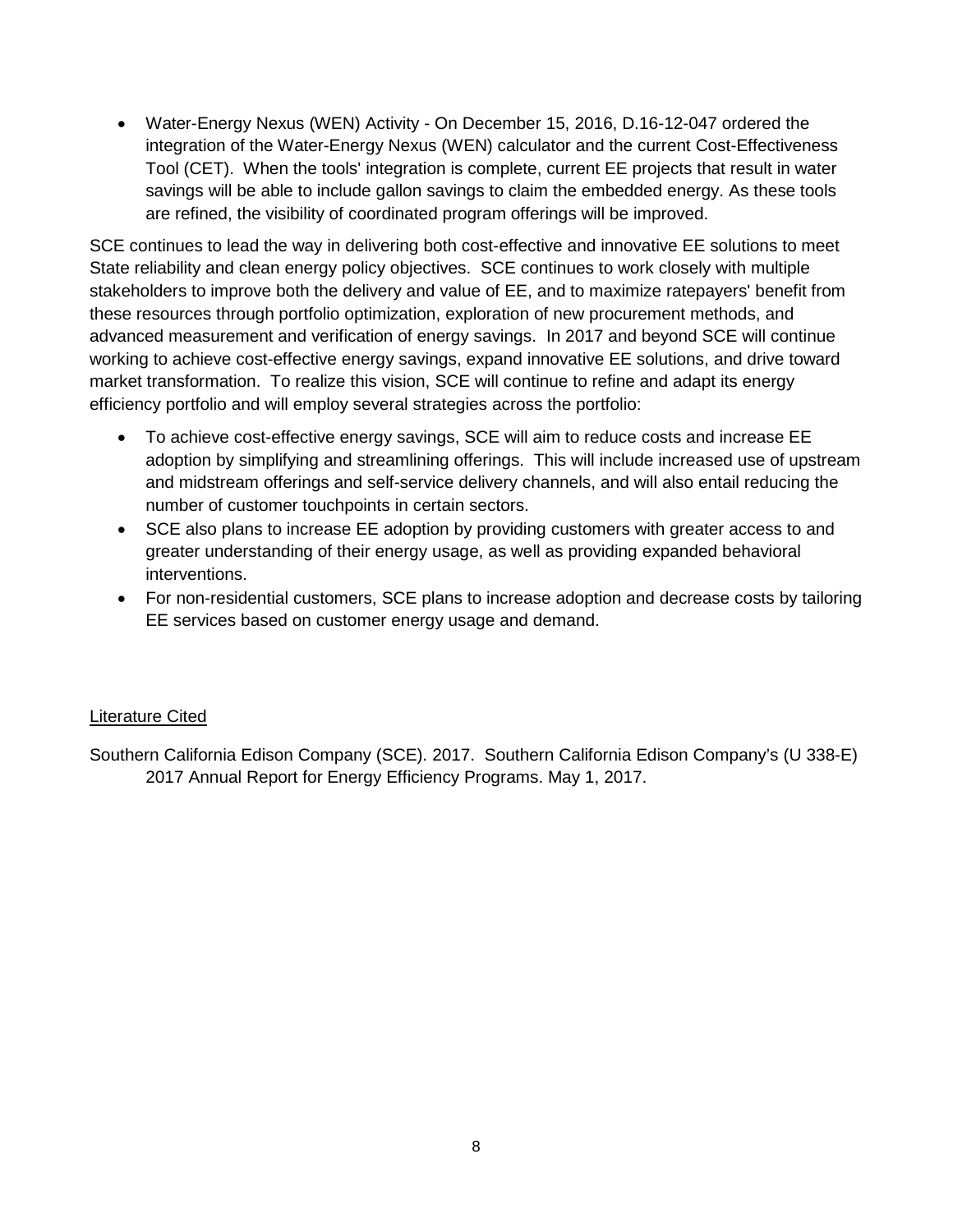- Water-Energy Nexus (WEN) Activity - On December 15, 2016, D.16-12-047 ordered the integration of the Water-Energy Nexus (WEN) calculator and the current Cost-Effectiveness Tool (CET). When the tools' integration is complete, current EE projects that result in water savings will be able to include gallon savings to claim the embedded energy. As these tools are refined, the visibility of coordinated program offerings will be improved.

SCE continues to lead the way in delivering both cost-effective and innovative EE solutions to meet State reliability and clean energy policy objectives. SCE continues to work closely with multiple stakeholders to improve both the delivery and value of EE, and to maximize ratepayers' benefit from these resources through portfolio optimization, exploration of new procurement methods, and advanced measurement and verification of energy savings. In 2017 and beyond SCE will continue working to achieve cost-effective energy savings, expand innovative EE solutions, and drive toward market transformation. To realize this vision, SCE will continue to refine and adapt its energy efficiency portfolio and will employ several strategies across the portfolio:

- To achieve cost-effective energy savings, SCE will aim to reduce costs and increase EE adoption by simplifying and streamlining offerings. This will include increased use of upstream and midstream offerings and self-service delivery channels, and will also entail reducing the number of customer touchpoints in certain sectors.
- SCE also plans to increase EE adoption by providing customers with greater access to and greater understanding of their energy usage, as well as providing expanded behavioral interventions.
- For non-residential customers, SCE plans to increase adoption and decrease costs by tailoring EE services based on customer energy usage and demand.

Literature Cited

Southern California Edison Company (SCE). 2017. Southern California Edison Company's (U 338-E) 2017 Annual Report for Energy Efficiency Programs. May 1, 2017.